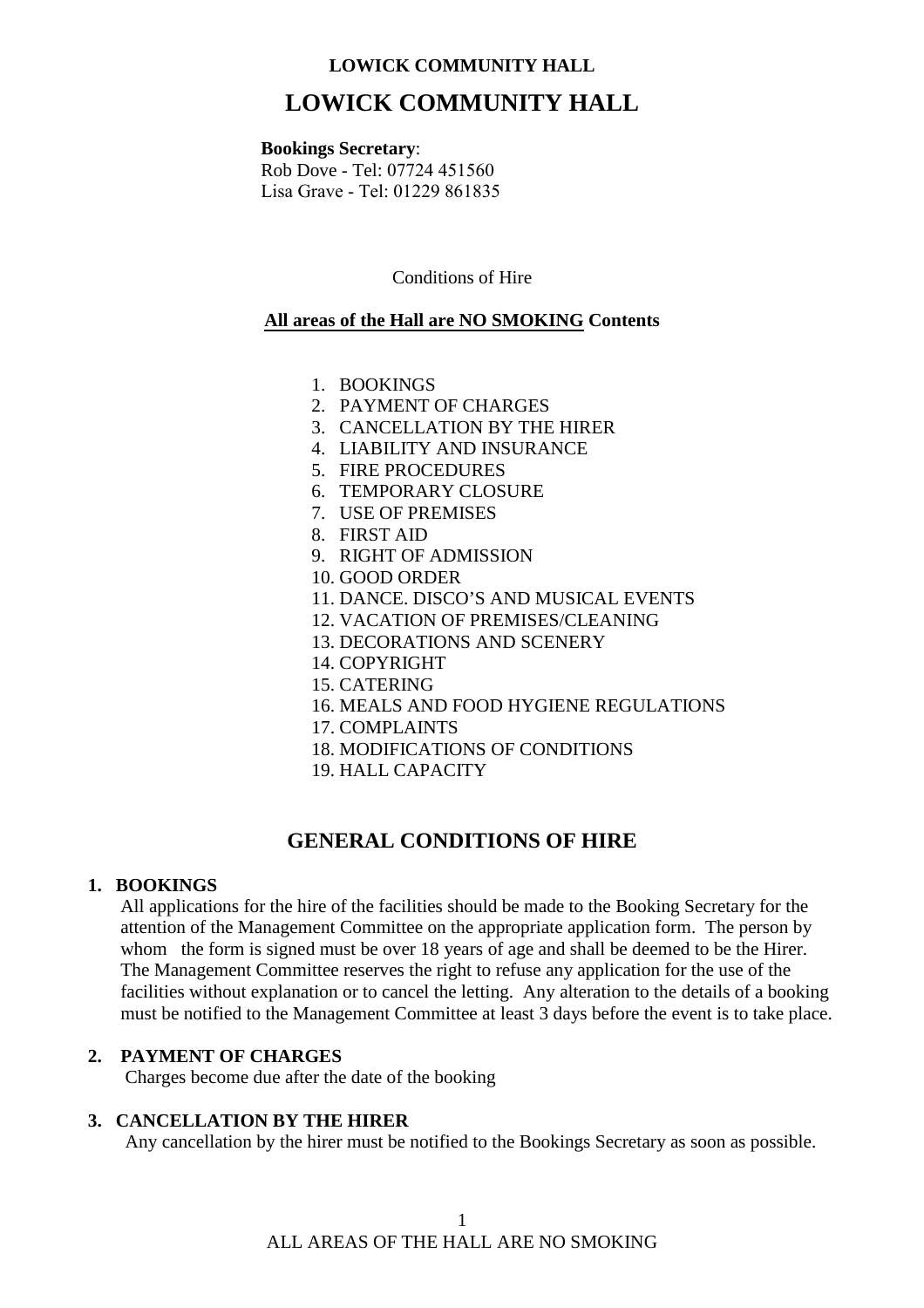# LOWICK COMMUNITY HALL

**Bookings Secretary**:
Rob Dove - Tel: 07724 451560
Lisa Grave - Tel: 01229 861835

Conditions of Hire

**All areas of the Hall are NO SMOKING Contents**

1. BOOKINGS
2. PAYMENT OF CHARGES
3. CANCELLATION BY THE HIRER
4. LIABILITY AND INSURANCE
5. FIRE PROCEDURES
6. TEMPORARY CLOSURE
7. USE OF PREMISES
8. FIRST AID
9. RIGHT OF ADMISSION
10. GOOD ORDER
11. DANCE. DISCO'S AND MUSICAL EVENTS
12. VACATION OF PREMISES/CLEANING
13. DECORATIONS AND SCENERY
14. COPYRIGHT
15. CATERING
16. MEALS AND FOOD HYGIENE REGULATIONS
17. COMPLAINTS
18. MODIFICATIONS OF CONDITIONS
19. HALL CAPACITY

## GENERAL CONDITIONS OF HIRE

### 1. BOOKINGS

All applications for the hire of the facilities should be made to the Booking Secretary for the attention of the Management Committee on the appropriate application form. The person by whom the form is signed must be over 18 years of age and shall be deemed to be the Hirer. The Management Committee reserves the right to refuse any application for the use of the facilities without explanation or to cancel the letting. Any alteration to the details of a booking must be notified to the Management Committee at least 3 days before the event is to take place.

### 2. PAYMENT OF CHARGES

Charges become due after the date of the booking

### 3. CANCELLATION BY THE HIRER

Any cancellation by the hirer must be notified to the Bookings Secretary as soon as possible.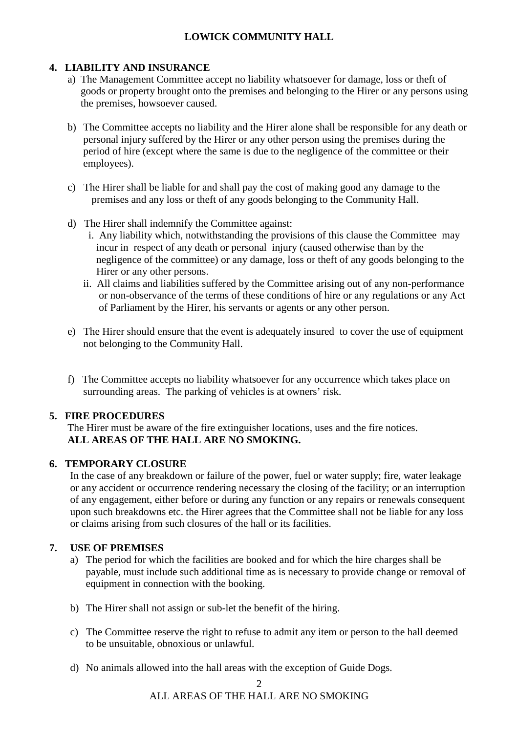## 4. LIABILITY AND INSURANCE

a) The Management Committee accept no liability whatsoever for damage, loss or theft of goods or property brought onto the premises and belonging to the Hirer or any persons using the premises, howsoever caused.

b) The Committee accepts no liability and the Hirer alone shall be responsible for any death or personal injury suffered by the Hirer or any other person using the premises during the period of hire (except where the same is due to the negligence of the committee or their employees).

c) The Hirer shall be liable for and shall pay the cost of making good any damage to the premises and any loss or theft of any goods belonging to the Community Hall.

d) The Hirer shall indemnify the Committee against:

   i. Any liability which, notwithstanding the provisions of this clause the Committee may incur in respect of any death or personal injury (caused otherwise than by the negligence of the committee) or any damage, loss or theft of any goods belonging to the Hirer or any other persons.

   ii. All claims and liabilities suffered by the Committee arising out of any non-performance or non-observance of the terms of these conditions of hire or any regulations or any Act of Parliament by the Hirer, his servants or agents or any other person.

e) The Hirer should ensure that the event is adequately insured to cover the use of equipment not belonging to the Community Hall.

f) The Committee accepts no liability whatsoever for any occurrence which takes place on surrounding areas. The parking of vehicles is at owners' risk.

## 5. FIRE PROCEDURES

The Hirer must be aware of the fire extinguisher locations, uses and the fire notices.
**ALL AREAS OF THE HALL ARE NO SMOKING.**

## 6. TEMPORARY CLOSURE

In the case of any breakdown or failure of the power, fuel or water supply; fire, water leakage or any accident or occurrence rendering necessary the closing of the facility; or an interruption of any engagement, either before or during any function or any repairs or renewals consequent upon such breakdowns etc. the Hirer agrees that the Committee shall not be liable for any loss or claims arising from such closures of the hall or its facilities.

## 7. USE OF PREMISES

a) The period for which the facilities are booked and for which the hire charges shall be payable, must include such additional time as is necessary to provide change or removal of equipment in connection with the booking.

b) The Hirer shall not assign or sub-let the benefit of the hiring.

c) The Committee reserve the right to refuse to admit any item or person to the hall deemed to be unsuitable, obnoxious or unlawful.

d) No animals allowed into the hall areas with the exception of Guide Dogs.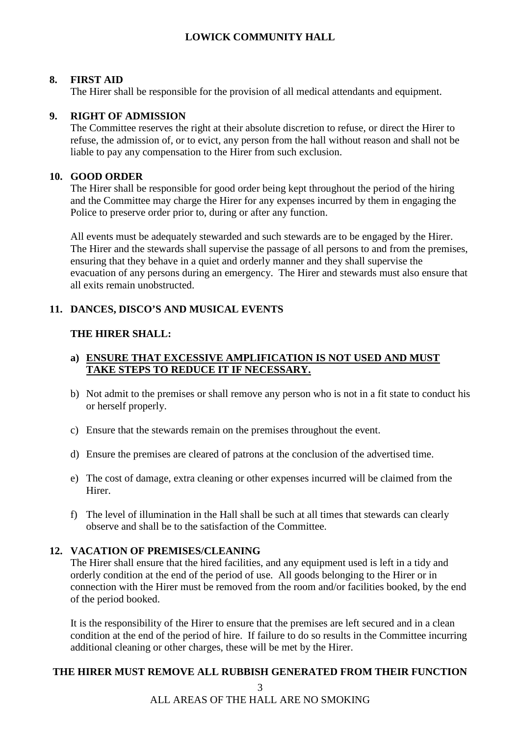## 8. FIRST AID

The Hirer shall be responsible for the provision of all medical attendants and equipment.

## 9. RIGHT OF ADMISSION

The Committee reserves the right at their absolute discretion to refuse, or direct the Hirer to refuse, the admission of, or to evict, any person from the hall without reason and shall not be liable to pay any compensation to the Hirer from such exclusion.

## 10. GOOD ORDER

The Hirer shall be responsible for good order being kept throughout the period of the hiring and the Committee may charge the Hirer for any expenses incurred by them in engaging the Police to preserve order prior to, during or after any function.

All events must be adequately stewarded and such stewards are to be engaged by the Hirer. The Hirer and the stewards shall supervise the passage of all persons to and from the premises, ensuring that they behave in a quiet and orderly manner and they shall supervise the evacuation of any persons during an emergency. The Hirer and stewards must also ensure that all exits remain unobstructed.

## 11. DANCES, DISCO'S AND MUSICAL EVENTS

**THE HIRER SHALL:**

a) **<u>ENSURE THAT EXCESSIVE AMPLIFICATION IS NOT USED AND MUST TAKE STEPS TO REDUCE IT IF NECESSARY.</u>**

b) Not admit to the premises or shall remove any person who is not in a fit state to conduct his or herself properly.

c) Ensure that the stewards remain on the premises throughout the event.

d) Ensure the premises are cleared of patrons at the conclusion of the advertised time.

e) The cost of damage, extra cleaning or other expenses incurred will be claimed from the Hirer.

f) The level of illumination in the Hall shall be such at all times that stewards can clearly observe and shall be to the satisfaction of the Committee.

## 12. VACATION OF PREMISES/CLEANING

The Hirer shall ensure that the hired facilities, and any equipment used is left in a tidy and orderly condition at the end of the period of use. All goods belonging to the Hirer or in connection with the Hirer must be removed from the room and/or facilities booked, by the end of the period booked.

It is the responsibility of the Hirer to ensure that the premises are left secured and in a clean condition at the end of the period of hire. If failure to do so results in the Committee incurring additional cleaning or other charges, these will be met by the Hirer.

**THE HIRER MUST REMOVE ALL RUBBISH GENERATED FROM THEIR FUNCTION**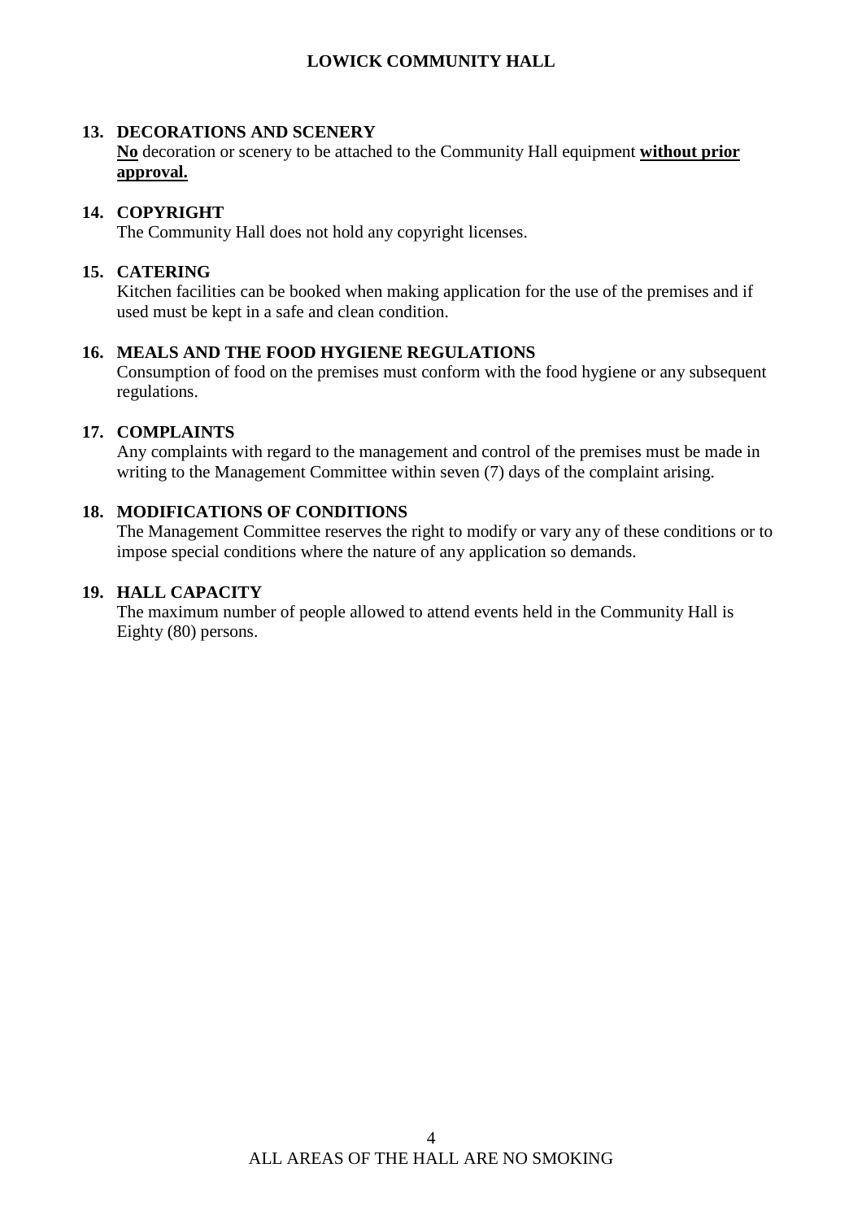**13. DECORATIONS AND SCENERY**
**No** decoration or scenery to be attached to the Community Hall equipment **without prior approval.**

**14. COPYRIGHT**
The Community Hall does not hold any copyright licenses.

**15. CATERING**
Kitchen facilities can be booked when making application for the use of the premises and if used must be kept in a safe and clean condition.

**16. MEALS AND THE FOOD HYGIENE REGULATIONS**
Consumption of food on the premises must conform with the food hygiene or any subsequent regulations.

**17. COMPLAINTS**
Any complaints with regard to the management and control of the premises must be made in writing to the Management Committee within seven (7) days of the complaint arising.

**18. MODIFICATIONS OF CONDITIONS**
The Management Committee reserves the right to modify or vary any of these conditions or to impose special conditions where the nature of any application so demands.

**19. HALL CAPACITY**
The maximum number of people allowed to attend events held in the Community Hall is Eighty (80) persons.